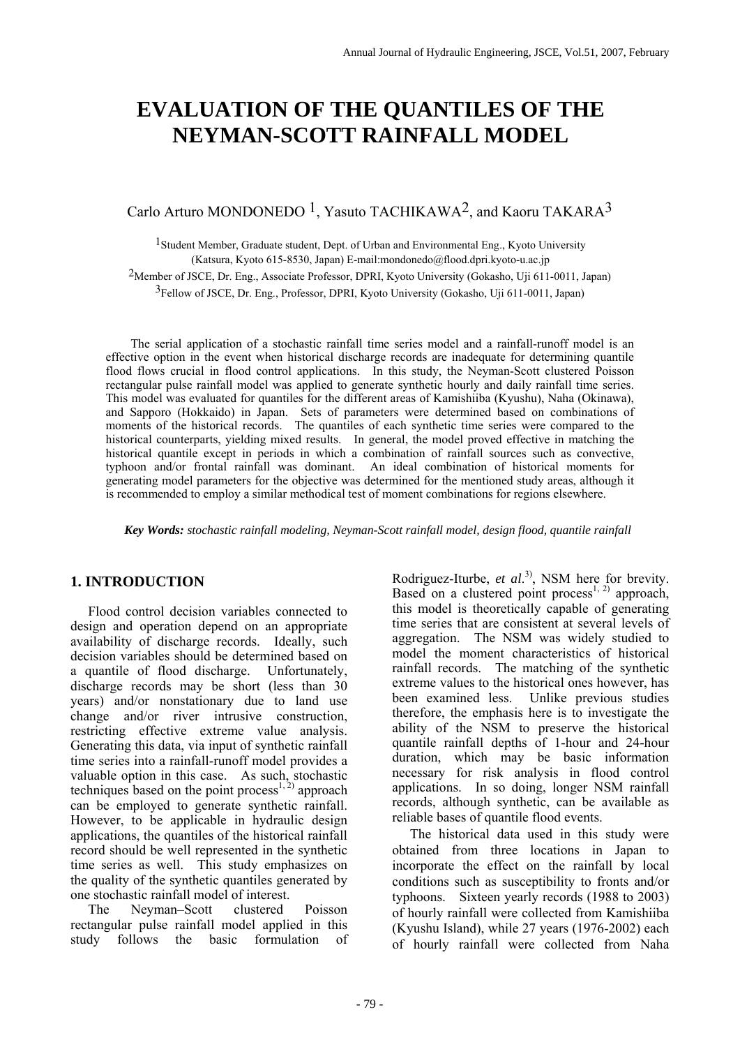# EVALUATION OF THE QUANTILES OF THE NEYMAN-SCOTT RAINFALL MODEL

Carlo Arturo MONDONEDO [1], Yasuto TACHIKAWA[2], and Kaoru TAKARA[3]

[1]Student Member, Graduate student, Dept. of Urban and Environmental Eng., Kyoto University (Katsura, Kyoto 615-8530, Japan) E-mail:mondonedo@flood.dpri.kyoto-u.ac.jp

[2]Member of JSCE, Dr. Eng., Associate Professor, DPRI, Kyoto University (Gokasho, Uji 611-0011, Japan)

[3]Fellow of JSCE, Dr. Eng., Professor, DPRI, Kyoto University (Gokasho, Uji 611-0011, Japan)

The serial application of a stochastic rainfall time series model and a rainfall-runoff model is an effective option in the event when historical discharge records are inadequate for determining quantile flood flows crucial in flood control applications. In this study, the Neyman-Scott clustered Poisson rectangular pulse rainfall model was applied to generate synthetic hourly and daily rainfall time series. This model was evaluated for quantiles for the different areas of Kamishiiba (Kyushu), Naha (Okinawa), and Sapporo (Hokkaido) in Japan. Sets of parameters were determined based on combinations of moments of the historical records. The quantiles of each synthetic time series were compared to the historical counterparts, yielding mixed results. In general, the model proved effective in matching the historical quantile except in periods in which a combination of rainfall sources such as convective, typhoon and/or frontal rainfall was dominant. An ideal combination of historical moments for generating model parameters for the objective was determined for the mentioned study areas, although it is recommended to employ a similar methodical test of moment combinations for regions elsewhere.

***Key Words:*** *stochastic rainfall modeling, Neyman-Scott rainfall model, design flood, quantile rainfall*

## 1. INTRODUCTION

Flood control decision variables connected to design and operation depend on an appropriate availability of discharge records. Ideally, such decision variables should be determined based on a quantile of flood discharge. Unfortunately, discharge records may be short (less than 30 years) and/or nonstationary due to land use change and/or river intrusive construction, restricting effective extreme value analysis. Generating this data, via input of synthetic rainfall time series into a rainfall-runoff model provides a valuable option in this case. As such, stochastic techniques based on the point process[1, 2] approach can be employed to generate synthetic rainfall. However, to be applicable in hydraulic design applications, the quantiles of the historical rainfall record should be well represented in the synthetic time series as well. This study emphasizes on the quality of the synthetic quantiles generated by one stochastic rainfall model of interest.

The Neyman–Scott clustered Poisson rectangular pulse rainfall model applied in this study follows the basic formulation of Rodriguez-Iturbe, *et al*.[3], NSM here for brevity. Based on a clustered point process[1, 2] approach, this model is theoretically capable of generating time series that are consistent at several levels of aggregation. The NSM was widely studied to model the moment characteristics of historical rainfall records. The matching of the synthetic extreme values to the historical ones however, has been examined less. Unlike previous studies therefore, the emphasis here is to investigate the ability of the NSM to preserve the historical quantile rainfall depths of 1-hour and 24-hour duration, which may be basic information necessary for risk analysis in flood control applications. In so doing, longer NSM rainfall records, although synthetic, can be available as reliable bases of quantile flood events.

The historical data used in this study were obtained from three locations in Japan to incorporate the effect on the rainfall by local conditions such as susceptibility to fronts and/or typhoons. Sixteen yearly records (1988 to 2003) of hourly rainfall were collected from Kamishiiba (Kyushu Island), while 27 years (1976-2002) each of hourly rainfall were collected from Naha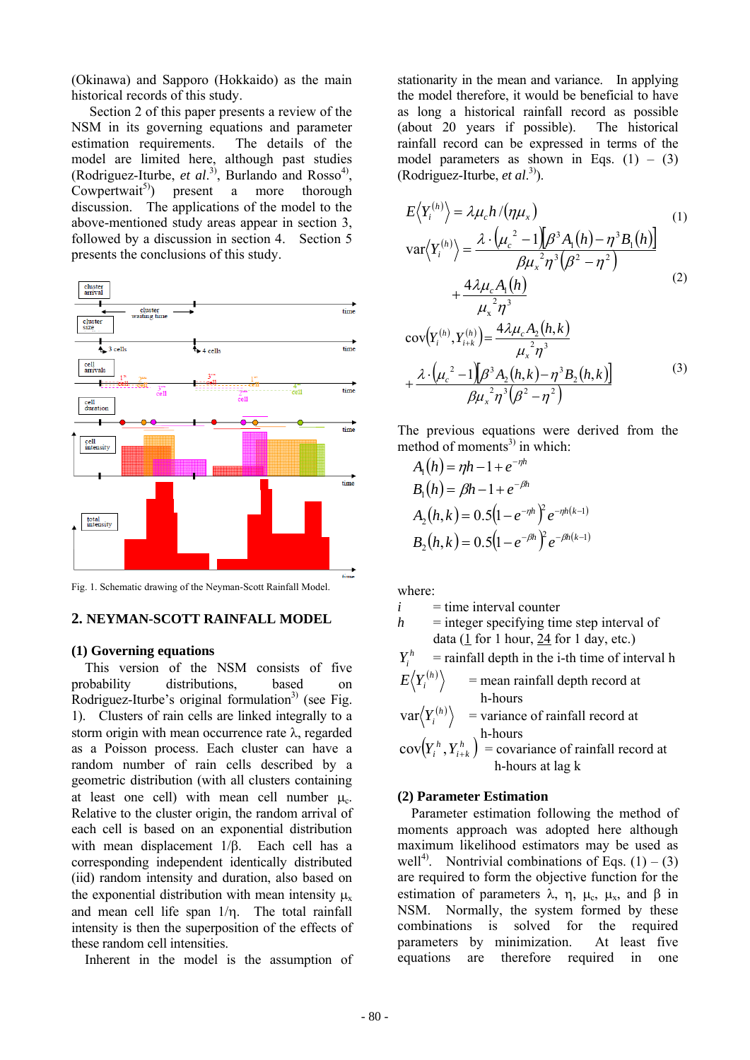(Okinawa) and Sapporo (Hokkaido) as the main historical records of this study.

Section 2 of this paper presents a review of the NSM in its governing equations and parameter estimation requirements. The details of the model are limited here, although past studies (Rodriguez-Iturbe, *et al.*[3]), Burlando and Rosso[4]), Cowpertwait[5]) present a more thorough discussion. The applications of the model to the above-mentioned study areas appear in section 3, followed by a discussion in section 4. Section 5 presents the conclusions of this study.

Fig. 1. Schematic drawing of the Neyman-Scott Rainfall Model.

## 2. NEYMAN-SCOTT RAINFALL MODEL

### (1) Governing equations

This version of the NSM consists of five probability distributions, based on Rodriguez-Iturbe's original formulation[3]) (see Fig. 1). Clusters of rain cells are linked integrally to a storm origin with mean occurrence rate $\lambda$, regarded as a Poisson process. Each cluster can have a random number of rain cells described by a geometric distribution (with all clusters containing at least one cell) with mean cell number $\mu_c$. Relative to the cluster origin, the random arrival of each cell is based on an exponential distribution with mean displacement $1/\beta$. Each cell has a corresponding independent identically distributed (iid) random intensity and duration, also based on the exponential distribution with mean intensity $\mu_x$ and mean cell life span $1/\eta$. The total rainfall intensity is then the superposition of the effects of these random cell intensities.

Inherent in the model is the assumption of stationarity in the mean and variance. In applying the model therefore, it would be beneficial to have as long a historical rainfall record as possible (about 20 years if possible). The historical rainfall record can be expressed in terms of the model parameters as shown in Eqs. (1) – (3) (Rodriguez-Iturbe, *et al.*[3]).

$$E\langle Y_i^{(h)} \rangle = \lambda \mu_c h / (\eta \mu_x) \tag{1}$$

$$\mathrm{var}\langle Y_i^{(h)} \rangle = \frac{\lambda \cdot (\mu_c^2 - 1)[\beta^3 A_1(h) - \eta^3 B_1(h)]}{\beta \mu_x^2 \eta^3 (\beta^2 - \eta^2)} + \frac{4\lambda \mu_c A_1(h)}{\mu_x^2 \eta^3} \tag{2}$$

$$\mathrm{cov}\langle Y_i^{(h)}, Y_{i+k}^{(h)} \rangle = \frac{4\lambda \mu_c A_2(h,k)}{\mu_x^2 \eta^3} + \frac{\lambda \cdot (\mu_c^2 - 1)[\beta^3 A_2(h,k) - \eta^3 B_2(h,k)]}{\beta \mu_x^2 \eta^3 (\beta^2 - \eta^2)} \tag{3}$$

The previous equations were derived from the method of moments[3]) in which:

$$A_1(h) = \eta h - 1 + e^{-\eta h}$$

$$B_1(h) = \beta h - 1 + e^{-\beta h}$$

$$A_2(h,k) = 0.5(1 - e^{-\eta h})^2 e^{-\eta h(k-1)}$$

$$B_2(h,k) = 0.5(1 - e^{-\beta h})^2 e^{-\beta h(k-1)}$$

where:

$i$ = time interval counter

$h$ = integer specifying time step interval of data (1 for 1 hour, 24 for 1 day, etc.)

$Y_i^h$ = rainfall depth in the i-th time of interval h

$E\langle Y_i^{(h)} \rangle$ = mean rainfall depth record at h-hours

$\mathrm{var}\langle Y_i^{(h)} \rangle$ = variance of rainfall record at h-hours

$\mathrm{cov}(Y_i^h, Y_{i+k}^h)$ = covariance of rainfall record at h-hours at lag k

### (2) Parameter Estimation

Parameter estimation following the method of moments approach was adopted here although maximum likelihood estimators may be used as well[4]). Nontrivial combinations of Eqs. (1) – (3) are required to form the objective function for the estimation of parameters $\lambda$, $\eta$, $\mu_c$, $\mu_x$, and $\beta$ in NSM. Normally, the system formed by these combinations is solved for the required parameters by minimization. At least five equations are therefore required in one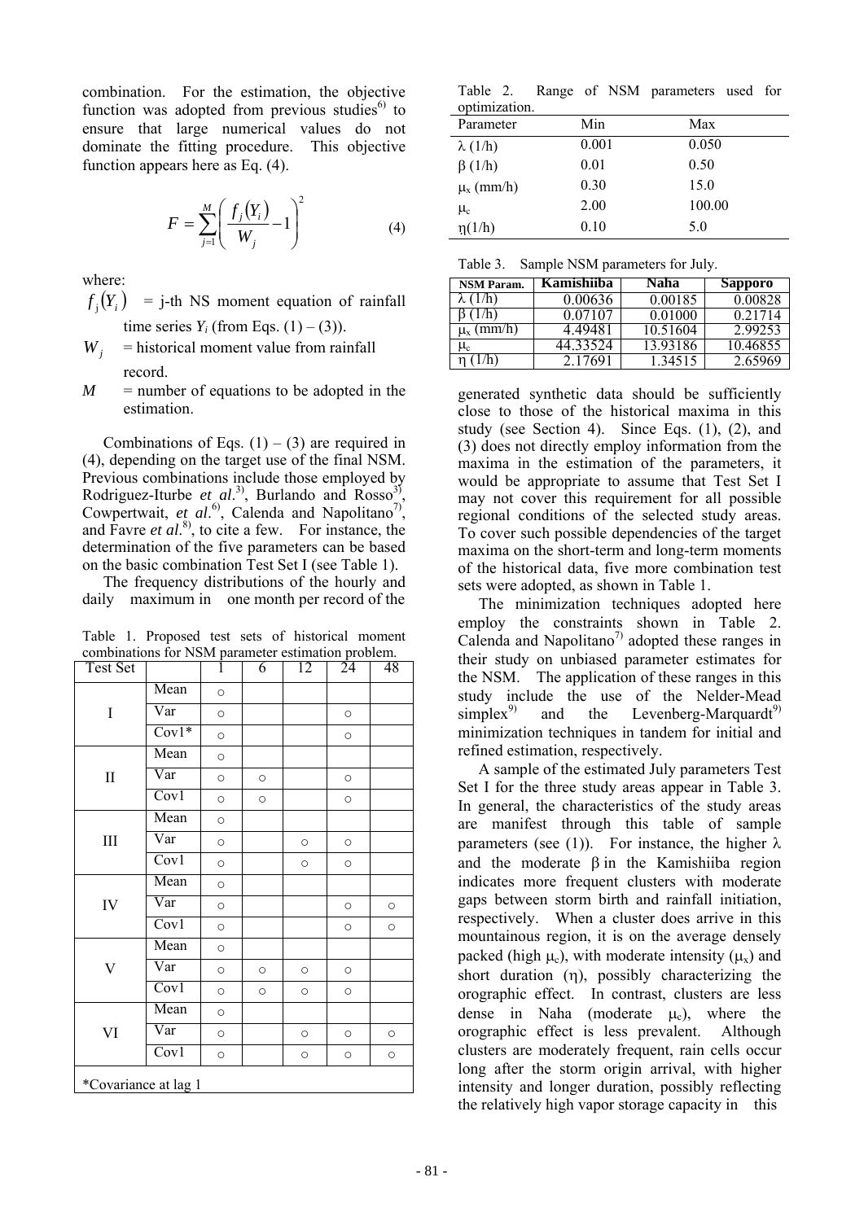combination. For the estimation, the objective function was adopted from previous studies[6] to ensure that large numerical values do not dominate the fitting procedure. This objective function appears here as Eq. (4).

$$F = \sum_{j=1}^{M} \left( \frac{f_j(Y_i)}{W_j} - 1 \right)^2 \tag{4}$$

where:

- $f_j(Y_i)$ = j-th NS moment equation of rainfall time series $Y_i$ (from Eqs. (1) – (3)).
- $W_j$ = historical moment value from rainfall record.
- $M$ = number of equations to be adopted in the estimation.

Combinations of Eqs. (1) – (3) are required in (4), depending on the target use of the final NSM. Previous combinations include those employed by Rodriguez-Iturbe *et al.*[3], Burlando and Rosso[3], Cowpertwait, *et al.*[6], Calenda and Napolitano[7], and Favre *et al.*[8], to cite a few. For instance, the determination of the five parameters can be based on the basic combination Test Set I (see Table 1).

The frequency distributions of the hourly and daily maximum in one month per record of the

Table 1. Proposed test sets of historical moment combinations for NSM parameter estimation problem.

| Test Set | | 1 | 6 | 12 | 24 | 48 |
|---|---|---|---|---|---|---|
| I | Mean | ○ | | | | |
| | Var | ○ | | | ○ | |
| | Cov1* | ○ | | | ○ | |
| II | Mean | ○ | | | | |
| | Var | ○ | ○ | | ○ | |
| | Cov1 | ○ | ○ | | ○ | |
| III | Mean | ○ | | | | |
| | Var | ○ | | ○ | ○ | |
| | Cov1 | ○ | | ○ | ○ | |
| IV | Mean | ○ | | | | |
| | Var | ○ | | | ○ | ○ |
| | Cov1 | ○ | | | ○ | ○ |
| V | Mean | ○ | | | | |
| | Var | ○ | ○ | ○ | ○ | |
| | Cov1 | ○ | ○ | ○ | ○ | |
| VI | Mean | ○ | | | | |
| | Var | ○ | | ○ | ○ | ○ |
| | Cov1 | ○ | | ○ | ○ | ○ |

*Covariance at lag 1

Table 2. Range of NSM parameters used for optimization.

| Parameter | Min | Max |
|---|---|---|
| $\lambda$ (1/h) | 0.001 | 0.050 |
| $\beta$ (1/h) | 0.01 | 0.50 |
| $\mu_x$ (mm/h) | 0.30 | 15.0 |
| $\mu_c$ | 2.00 | 100.00 |
| $\eta$(1/h) | 0.10 | 5.0 |

Table 3. Sample NSM parameters for July.

| NSM Param. | Kamishiiba | Naha | Sapporo |
|---|---|---|---|
| $\lambda$ (1/h) | 0.00636 | 0.00185 | 0.00828 |
| $\beta$ (1/h) | 0.07107 | 0.01000 | 0.21714 |
| $\mu_x$ (mm/h) | 4.49481 | 10.51604 | 2.99253 |
| $\mu_c$ | 44.33524 | 13.93186 | 10.46855 |
| $\eta$ (1/h) | 2.17691 | 1.34515 | 2.65969 |

generated synthetic data should be sufficiently close to those of the historical maxima in this study (see Section 4). Since Eqs. (1), (2), and (3) does not directly employ information from the maxima in the estimation of the parameters, it would be appropriate to assume that Test Set I may not cover this requirement for all possible regional conditions of the selected study areas. To cover such possible dependencies of the target maxima on the short-term and long-term moments of the historical data, five more combination test sets were adopted, as shown in Table 1.

The minimization techniques adopted here employ the constraints shown in Table 2. Calenda and Napolitano[7] adopted these ranges in their study on unbiased parameter estimates for the NSM. The application of these ranges in this study include the use of the Nelder-Mead simplex[9] and the Levenberg-Marquardt[9] minimization techniques in tandem for initial and refined estimation, respectively.

A sample of the estimated July parameters Test Set I for the three study areas appear in Table 3. In general, the characteristics of the study areas are manifest through this table of sample parameters (see (1)). For instance, the higher $\lambda$ and the moderate $\beta$ in the Kamishiiba region indicates more frequent clusters with moderate gaps between storm birth and rainfall initiation, respectively. When a cluster does arrive in this mountainous region, it is on the average densely packed (high $\mu_c$), with moderate intensity ($\mu_x$) and short duration ($\eta$), possibly characterizing the orographic effect. In contrast, clusters are less dense in Naha (moderate $\mu_c$), where the orographic effect is less prevalent. Although clusters are moderately frequent, rain cells occur long after the storm origin arrival, with higher intensity and longer duration, possibly reflecting the relatively high vapor storage capacity in this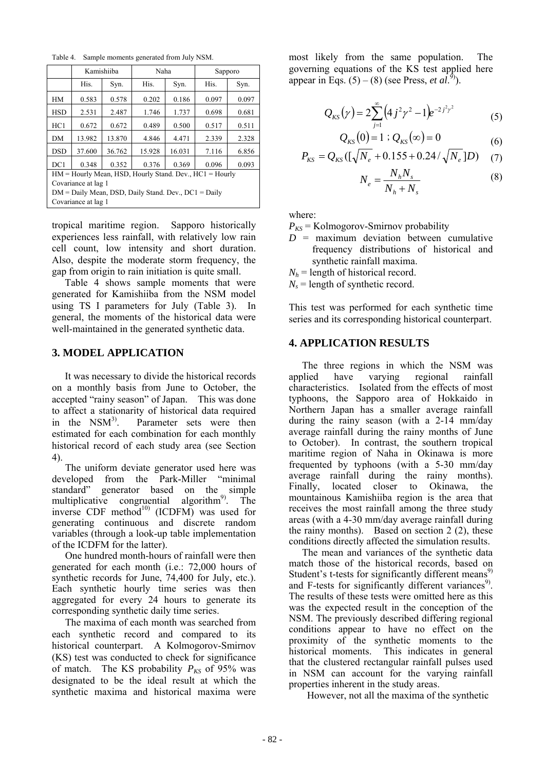Table 4. Sample moments generated from July NSM.

| | Kamishiiba | | Naha | | Sapporo | |
|---|---|---|---|---|---|---|
| | His. | Syn. | His. | Syn. | His. | Syn. |
| HM | 0.583 | 0.578 | 0.202 | 0.186 | 0.097 | 0.097 |
| HSD | 2.531 | 2.487 | 1.746 | 1.737 | 0.698 | 0.681 |
| HC1 | 0.672 | 0.672 | 0.489 | 0.500 | 0.517 | 0.511 |
| DM | 13.982 | 13.870 | 4.846 | 4.471 | 2.339 | 2.328 |
| DSD | 37.600 | 36.762 | 15.928 | 16.031 | 7.116 | 6.856 |
| DC1 | 0.348 | 0.352 | 0.376 | 0.369 | 0.096 | 0.093 |

HM = Hourly Mean, HSD, Hourly Stand. Dev., HC1 = Hourly Covariance at lag 1
DM = Daily Mean, DSD, Daily Stand. Dev., DC1 = Daily Covariance at lag 1

tropical maritime region. Sapporo historically experiences less rainfall, with relatively low rain cell count, low intensity and short duration. Also, despite the moderate storm frequency, the gap from origin to rain initiation is quite small.

Table 4 shows sample moments that were generated for Kamishiiba from the NSM model using TS I parameters for July (Table 3). In general, the moments of the historical data were well-maintained in the generated synthetic data.

## 3. MODEL APPLICATION

It was necessary to divide the historical records on a monthly basis from June to October, the accepted "rainy season" of Japan. This was done to affect a stationarity of historical data required in the NSM[3]. Parameter sets were then estimated for each combination for each monthly historical record of each study area (see Section 4).

The uniform deviate generator used here was developed from the Park-Miller "minimal standard" generator based on the simple multiplicative congruential algorithm[9]. The inverse CDF method[10] (ICDFM) was used for generating continuous and discrete random variables (through a look-up table implementation of the ICDFM for the latter).

One hundred month-hours of rainfall were then generated for each month (i.e.: 72,000 hours of synthetic records for June, 74,400 for July, etc.). Each synthetic hourly time series was then aggregated for every 24 hours to generate its corresponding synthetic daily time series.

The maxima of each month was searched from each synthetic record and compared to its historical counterpart. A Kolmogorov-Smirnov (KS) test was conducted to check for significance of match. The KS probability $P_{KS}$ of 95% was designated to be the ideal result at which the synthetic maxima and historical maxima were most likely from the same population. The governing equations of the KS test applied here appear in Eqs. (5) – (8) (see Press, *et al.*[9]).

$$Q_{KS}(\gamma) = 2\sum_{j=1}^{\infty}\left(4j^2\gamma^2 - 1\right)e^{-2j^2\gamma^2} \tag{5}$$

$$Q_{KS}(0) = 1 \; ; \; Q_{KS}(\infty) = 0 \tag{6}$$

$$P_{KS} = Q_{KS}([\sqrt{N_e} + 0.155 + 0.24/\sqrt{N_e}]D) \tag{7}$$

$$N_e = \frac{N_h N_s}{N_h + N_s} \tag{8}$$

where:

$P_{KS}$ = Kolmogorov-Smirnov probability

$D$ = maximum deviation between cumulative frequency distributions of historical and synthetic rainfall maxima.

$N_h$ = length of historical record.

$N_s$ = length of synthetic record.

This test was performed for each synthetic time series and its corresponding historical counterpart.

## 4. APPLICATION RESULTS

The three regions in which the NSM was applied have varying regional rainfall characteristics. Isolated from the effects of most typhoons, the Sapporo area of Hokkaido in Northern Japan has a smaller average rainfall during the rainy season (with a 2-14 mm/day average rainfall during the rainy months of June to October). In contrast, the southern tropical maritime region of Naha in Okinawa is more frequented by typhoons (with a 5-30 mm/day average rainfall during the rainy months). Finally, located closer to Okinawa, the mountainous Kamishiiba region is the area that receives the most rainfall among the three study areas (with a 4-30 mm/day average rainfall during the rainy months). Based on section 2 (2), these conditions directly affected the simulation results.

The mean and variances of the synthetic data match those of the historical records, based on Student's t-tests for significantly different means[9] and F-tests for significantly different variances[9]. The results of these tests were omitted here as this was the expected result in the conception of the NSM. The previously described differing regional conditions appear to have no effect on the proximity of the synthetic moments to the historical moments. This indicates in general that the clustered rectangular rainfall pulses used in NSM can account for the varying rainfall properties inherent in the study areas.

However, not all the maxima of the synthetic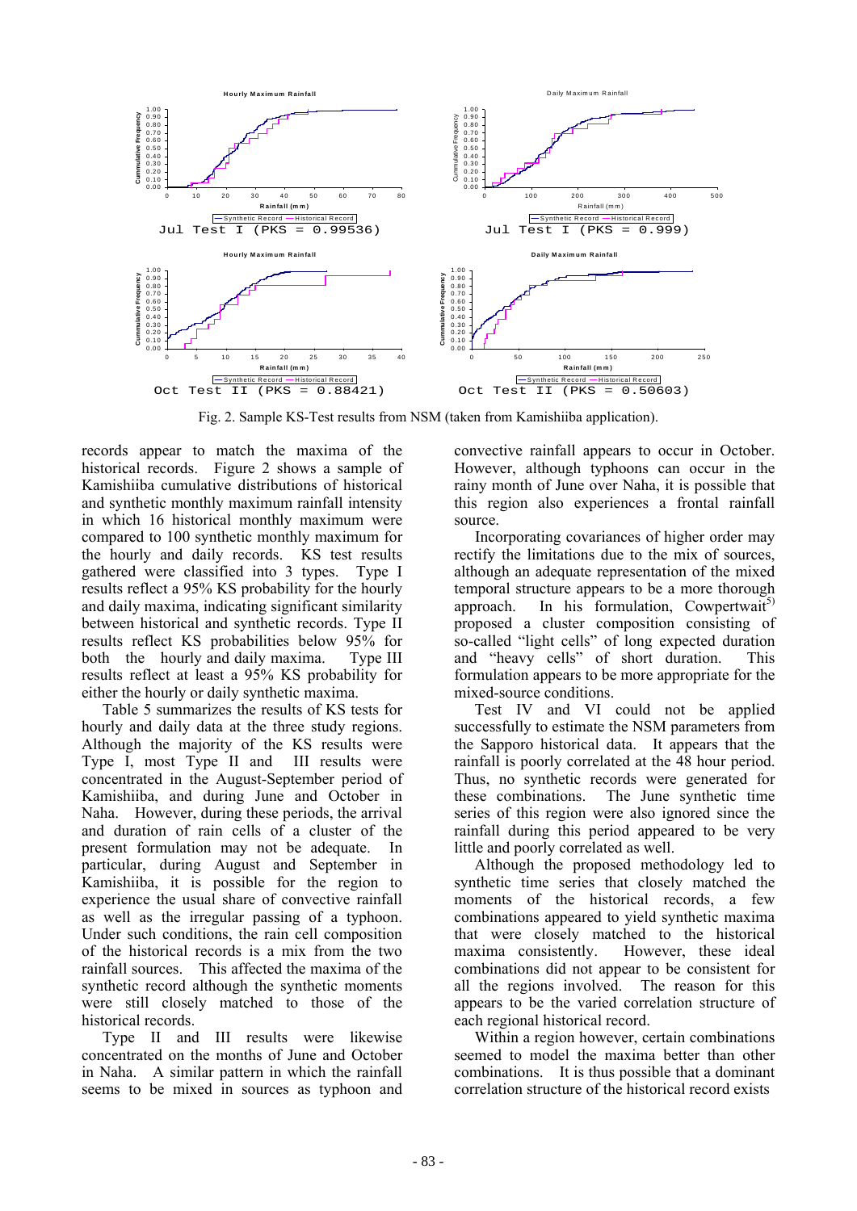Hourly Maximum Rainfall

Cummulative Frequency

Rainfall (mm)

Synthetic Record — Historical Record

Jul Test I (PKS = 0.99536)

Daily Maximum Rainfall

Cummulative Frequency

Rainfall (mm)

Synthetic Record — Historical Record

Jul Test I (PKS = 0.999)

Hourly Maximum Rainfall

Cummulative Frequency

Rainfall (mm)

Synthetic Record — Historical Record

Oct Test II (PKS = 0.88421)

Daily Maximum Rainfall

Cummulative Frequency

Rainfall (mm)

Synthetic Record — Historical Record

Oct Test II (PKS = 0.50603)

Fig. 2. Sample KS-Test results from NSM (taken from Kamishiiba application).

records appear to match the maxima of the historical records. Figure 2 shows a sample of Kamishiiba cumulative distributions of historical and synthetic monthly maximum rainfall intensity in which 16 historical monthly maximum were compared to 100 synthetic monthly maximum for the hourly and daily records. KS test results gathered were classified into 3 types. Type I results reflect a 95% KS probability for the hourly and daily maxima, indicating significant similarity between historical and synthetic records. Type II results reflect KS probabilities below 95% for both the hourly and daily maxima. Type III results reflect at least a 95% KS probability for either the hourly or daily synthetic maxima.

Table 5 summarizes the results of KS tests for hourly and daily data at the three study regions. Although the majority of the KS results were Type I, most Type II and III results were concentrated in the August-September period of Kamishiiba, and during June and October in Naha. However, during these periods, the arrival and duration of rain cells of a cluster of the present formulation may not be adequate. In particular, during August and September in Kamishiiba, it is possible for the region to experience the usual share of convective rainfall as well as the irregular passing of a typhoon. Under such conditions, the rain cell composition of the historical records is a mix from the two rainfall sources. This affected the maxima of the synthetic record although the synthetic moments were still closely matched to those of the historical records.

Type II and III results were likewise concentrated on the months of June and October in Naha. A similar pattern in which the rainfall seems to be mixed in sources as typhoon and convective rainfall appears to occur in October. However, although typhoons can occur in the rainy month of June over Naha, it is possible that this region also experiences a frontal rainfall source.

Incorporating covariances of higher order may rectify the limitations due to the mix of sources, although an adequate representation of the mixed temporal structure appears to be a more thorough approach. In his formulation, Cowpertwait[5] proposed a cluster composition consisting of so-called "light cells" of long expected duration and "heavy cells" of short duration. This formulation appears to be more appropriate for the mixed-source conditions.

Test IV and VI could not be applied successfully to estimate the NSM parameters from the Sapporo historical data. It appears that the rainfall is poorly correlated at the 48 hour period. Thus, no synthetic records were generated for these combinations. The June synthetic time series of this region were also ignored since the rainfall during this period appeared to be very little and poorly correlated as well.

Although the proposed methodology led to synthetic time series that closely matched the moments of the historical records, a few combinations appeared to yield synthetic maxima that were closely matched to the historical maxima consistently. However, these ideal combinations did not appear to be consistent for all the regions involved. The reason for this appears to be the varied correlation structure of each regional historical record.

Within a region however, certain combinations seemed to model the maxima better than other combinations. It is thus possible that a dominant correlation structure of the historical record exists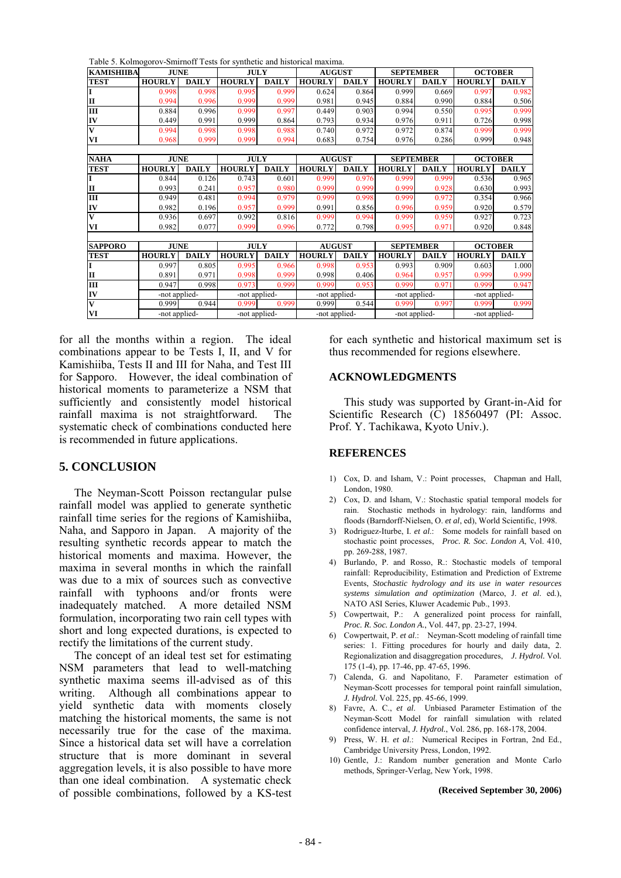Table 5. Kolmogorov-Smirnoff Tests for synthetic and historical maxima.

| KAMISHIIBA | JUNE | | JULY | | AUGUST | | SEPTEMBER | | OCTOBER | |
|---|---|---|---|---|---|---|---|---|---|---|
| TEST | HOURLY | DAILY | HOURLY | DAILY | HOURLY | DAILY | HOURLY | DAILY | HOURLY | DAILY |
| I | 0.998 | 0.998 | 0.995 | 0.999 | 0.624 | 0.864 | 0.999 | 0.669 | 0.997 | 0.982 |
| II | 0.994 | 0.996 | 0.999 | 0.999 | 0.981 | 0.945 | 0.884 | 0.990 | 0.884 | 0.506 |
| III | 0.884 | 0.996 | 0.999 | 0.997 | 0.449 | 0.903 | 0.994 | 0.550 | 0.995 | 0.999 |
| IV | 0.449 | 0.991 | 0.999 | 0.864 | 0.793 | 0.934 | 0.976 | 0.911 | 0.726 | 0.998 |
| V | 0.994 | 0.998 | 0.998 | 0.988 | 0.740 | 0.972 | 0.972 | 0.874 | 0.999 | 0.999 |
| VI | 0.968 | 0.999 | 0.999 | 0.994 | 0.683 | 0.754 | 0.976 | 0.286 | 0.999 | 0.948 |
| | | | | | | | | | | |
| NAHA | JUNE | | JULY | | AUGUST | | SEPTEMBER | | OCTOBER | |
| TEST | HOURLY | DAILY | HOURLY | DAILY | HOURLY | DAILY | HOURLY | DAILY | HOURLY | DAILY |
| I | 0.844 | 0.126 | 0.743 | 0.601 | 0.999 | 0.976 | 0.999 | 0.999 | 0.536 | 0.965 |
| II | 0.993 | 0.241 | 0.957 | 0.980 | 0.999 | 0.999 | 0.999 | 0.928 | 0.630 | 0.993 |
| III | 0.949 | 0.481 | 0.994 | 0.979 | 0.999 | 0.998 | 0.999 | 0.972 | 0.354 | 0.966 |
| IV | 0.982 | 0.196 | 0.957 | 0.999 | 0.991 | 0.856 | 0.996 | 0.959 | 0.920 | 0.579 |
| V | 0.936 | 0.697 | 0.992 | 0.816 | 0.999 | 0.994 | 0.999 | 0.959 | 0.927 | 0.723 |
| VI | 0.982 | 0.077 | 0.999 | 0.996 | 0.772 | 0.798 | 0.995 | 0.971 | 0.920 | 0.848 |
| | | | | | | | | | | |
| SAPPORO | JUNE | | JULY | | AUGUST | | SEPTEMBER | | OCTOBER | |
| TEST | HOURLY | DAILY | HOURLY | DAILY | HOURLY | DAILY | HOURLY | DAILY | HOURLY | DAILY |
| I | 0.997 | 0.805 | 0.995 | 0.966 | 0.998 | 0.953 | 0.993 | 0.909 | 0.603 | 1.000 |
| II | 0.891 | 0.971 | 0.998 | 0.999 | 0.998 | 0.406 | 0.964 | 0.957 | 0.999 | 0.999 |
| III | 0.947 | 0.998 | 0.973 | 0.999 | 0.999 | 0.953 | 0.999 | 0.971 | 0.999 | 0.947 |
| IV | -not applied- | | -not applied- | | -not applied- | | -not applied- | | -not applied- | |
| V | 0.999 | 0.944 | 0.999 | 0.999 | 0.999 | 0.544 | 0.999 | 0.997 | 0.999 | 0.999 |
| VI | -not applied- | | -not applied- | | -not applied- | | -not applied- | | -not applied- | |

for all the months within a region. The ideal combinations appear to be Tests I, II, and V for Kamishiiba, Tests II and III for Naha, and Test III for Sapporo. However, the ideal combination of historical moments to parameterize a NSM that sufficiently and consistently model historical rainfall maxima is not straightforward. The systematic check of combinations conducted here is recommended in future applications.

## 5. CONCLUSION

The Neyman-Scott Poisson rectangular pulse rainfall model was applied to generate synthetic rainfall time series for the regions of Kamishiiba, Naha, and Sapporo in Japan. A majority of the resulting synthetic records appear to match the historical moments and maxima. However, the maxima in several months in which the rainfall was due to a mix of sources such as convective rainfall with typhoons and/or fronts were inadequately matched. A more detailed NSM formulation, incorporating two rain cell types with short and long expected durations, is expected to rectify the limitations of the current study.

The concept of an ideal test set for estimating NSM parameters that lead to well-matching synthetic maxima seems ill-advised as of this writing. Although all combinations appear to yield synthetic data with moments closely matching the historical moments, the same is not necessarily true for the case of the maxima. Since a historical data set will have a correlation structure that is more dominant in several aggregation levels, it is also possible to have more than one ideal combination. A systematic check of possible combinations, followed by a KS-test for each synthetic and historical maximum set is thus recommended for regions elsewhere.

## ACKNOWLEDGMENTS

This study was supported by Grant-in-Aid for Scientific Research (C) 18560497 (PI: Assoc. Prof. Y. Tachikawa, Kyoto Univ.).

## REFERENCES

1) Cox, D. and Isham, V.: Point processes, Chapman and Hall, London, 1980.
2) Cox, D. and Isham, V.: Stochastic spatial temporal models for rain. Stochastic methods in hydrology: rain, landforms and floods (Barndorff-Nielsen, O. *et al*, ed), World Scientific, 1998.
3) Rodriguez-Iturbe, I. *et al*.: Some models for rainfall based on stochastic point processes, *Proc. R. Soc. London A*, Vol. 410, pp. 269-288, 1987.
4) Burlando, P. and Rosso, R.: Stochastic models of temporal rainfall: Reproducibility, Estimation and Prediction of Extreme Events, *Stochastic hydrology and its use in water resources systems simulation and optimization* (Marco, J. *et al*. ed.), NATO ASI Series, Kluwer Academic Pub., 1993.
5) Cowpertwait, P.: A generalized point process for rainfall, *Proc. R. Soc. London A.*, Vol. 447, pp. 23-27, 1994.
6) Cowpertwait, P. *et al*.: Neyman-Scott modeling of rainfall time series: 1. Fitting procedures for hourly and daily data, 2. Regionalization and disaggregation procedures, *J. Hydrol.* Vol. 175 (1-4), pp. 17-46, pp. 47-65, 1996.
7) Calenda, G. and Napolitano, F. Parameter estimation of Neyman-Scott processes for temporal point rainfall simulation, *J. Hydrol.* Vol. 225, pp. 45-66, 1999.
8) Favre, A. C., *et al*. Unbiased Parameter Estimation of the Neyman-Scott Model for rainfall simulation with related confidence interval, *J. Hydrol.*, Vol. 286, pp. 168-178, 2004.
9) Press, W. H. *et al*.: Numerical Recipes in Fortran, 2nd Ed., Cambridge University Press, London, 1992.
10) Gentle, J.: Random number generation and Monte Carlo methods, Springer-Verlag, New York, 1998.

**(Received September 30, 2006)**